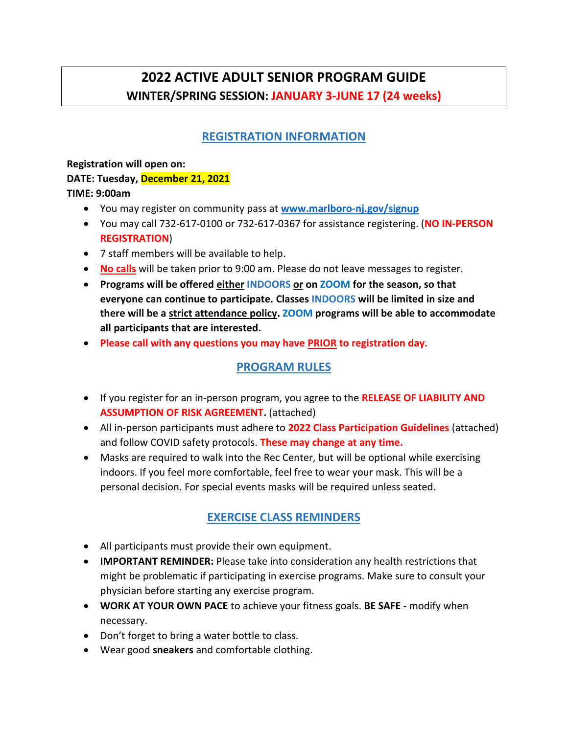# 2022 ACTIVE ADULT SENIOR PROGRAM GUIDE

**WINTER/SPRING SESSION: JANUARY 3-JUNE 17 (24 weeks)**

## REGISTRATION INFORMATION

**Registration will open on:**
**DATE: Tuesday, December 21, 2021**
**TIME: 9:00am**

- You may register on community pass at **www.marlboro-nj.gov/signup**
- You may call 732-617-0100 or 732-617-0367 for assistance registering. (**NO IN-PERSON REGISTRATION**)
- 7 staff members will be available to help.
- **No calls** will be taken prior to 9:00 am. Please do not leave messages to register.
- **Programs will be offered either INDOORS or on ZOOM for the season, so that everyone can continue to participate. Classes INDOORS will be limited in size and there will be a strict attendance policy. ZOOM programs will be able to accommodate all participants that are interested.**
- **Please call with any questions you may have PRIOR to registration day.**

## PROGRAM RULES

- If you register for an in-person program, you agree to the **RELEASE OF LIABILITY AND ASSUMPTION OF RISK AGREEMENT.** (attached)
- All in-person participants must adhere to **2022 Class Participation Guidelines** (attached) and follow COVID safety protocols. **These may change at any time.**
- Masks are required to walk into the Rec Center, but will be optional while exercising indoors. If you feel more comfortable, feel free to wear your mask. This will be a personal decision. For special events masks will be required unless seated.

## EXERCISE CLASS REMINDERS

- All participants must provide their own equipment.
- **IMPORTANT REMINDER:** Please take into consideration any health restrictions that might be problematic if participating in exercise programs. Make sure to consult your physician before starting any exercise program.
- **WORK AT YOUR OWN PACE** to achieve your fitness goals. **BE SAFE -** modify when necessary.
- Don't forget to bring a water bottle to class.
- Wear good **sneakers** and comfortable clothing.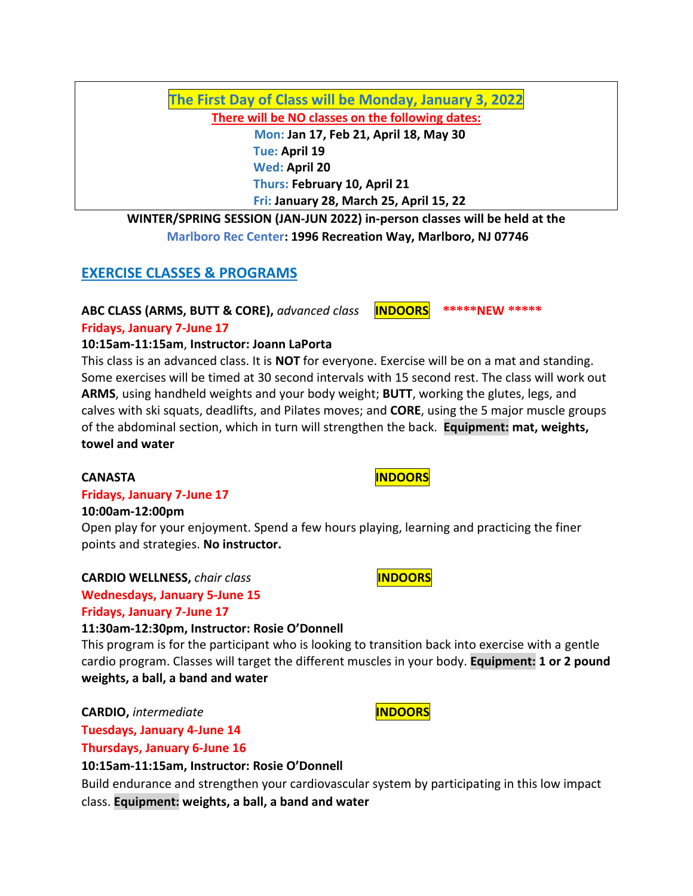**The First Day of Class will be Monday, January 3, 2022**

**There will be NO classes on the following dates:**

**Mon:** **Jan 17, Feb 21, April 18, May 30**
**Tue:** **April 19**
**Wed:** **April 20**
**Thurs:** **February 10, April 21**
**Fri:** **January 28, March 25, April 15, 22**

**WINTER/SPRING SESSION (JAN-JUN 2022) in-person classes will be held at the Marlboro Rec Center: 1996 Recreation Way, Marlboro, NJ 07746**

## EXERCISE CLASSES & PROGRAMS

**ABC CLASS (ARMS, BUTT & CORE),** *advanced class* **INDOORS** *****NEW *****

**Fridays, January 7-June 17**

**10:15am-11:15am**, **Instructor: Joann LaPorta**

This class is an advanced class. It is **NOT** for everyone. Exercise will be on a mat and standing. Some exercises will be timed at 30 second intervals with 15 second rest. The class will work out **ARMS**, using handheld weights and your body weight; **BUTT**, working the glutes, legs, and calves with ski squats, deadlifts, and Pilates moves; and **CORE**, using the 5 major muscle groups of the abdominal section, which in turn will strengthen the back. **Equipment:** **mat, weights, towel and water**

**CANASTA** **INDOORS**

**Fridays, January 7-June 17**

**10:00am-12:00pm**

Open play for your enjoyment. Spend a few hours playing, learning and practicing the finer points and strategies. **No instructor.**

**CARDIO WELLNESS,** *chair class* **INDOORS**

**Wednesdays, January 5-June 15**

**Fridays, January 7-June 17**

**11:30am-12:30pm, Instructor: Rosie O'Donnell**

This program is for the participant who is looking to transition back into exercise with a gentle cardio program. Classes will target the different muscles in your body. **Equipment:** **1 or 2 pound weights, a ball, a band and water**

**CARDIO,** *intermediate* **INDOORS**

**Tuesdays, January 4-June 14**

**Thursdays, January 6-June 16**

**10:15am-11:15am, Instructor: Rosie O'Donnell**

Build endurance and strengthen your cardiovascular system by participating in this low impact class. **Equipment:** **weights, a ball, a band and water**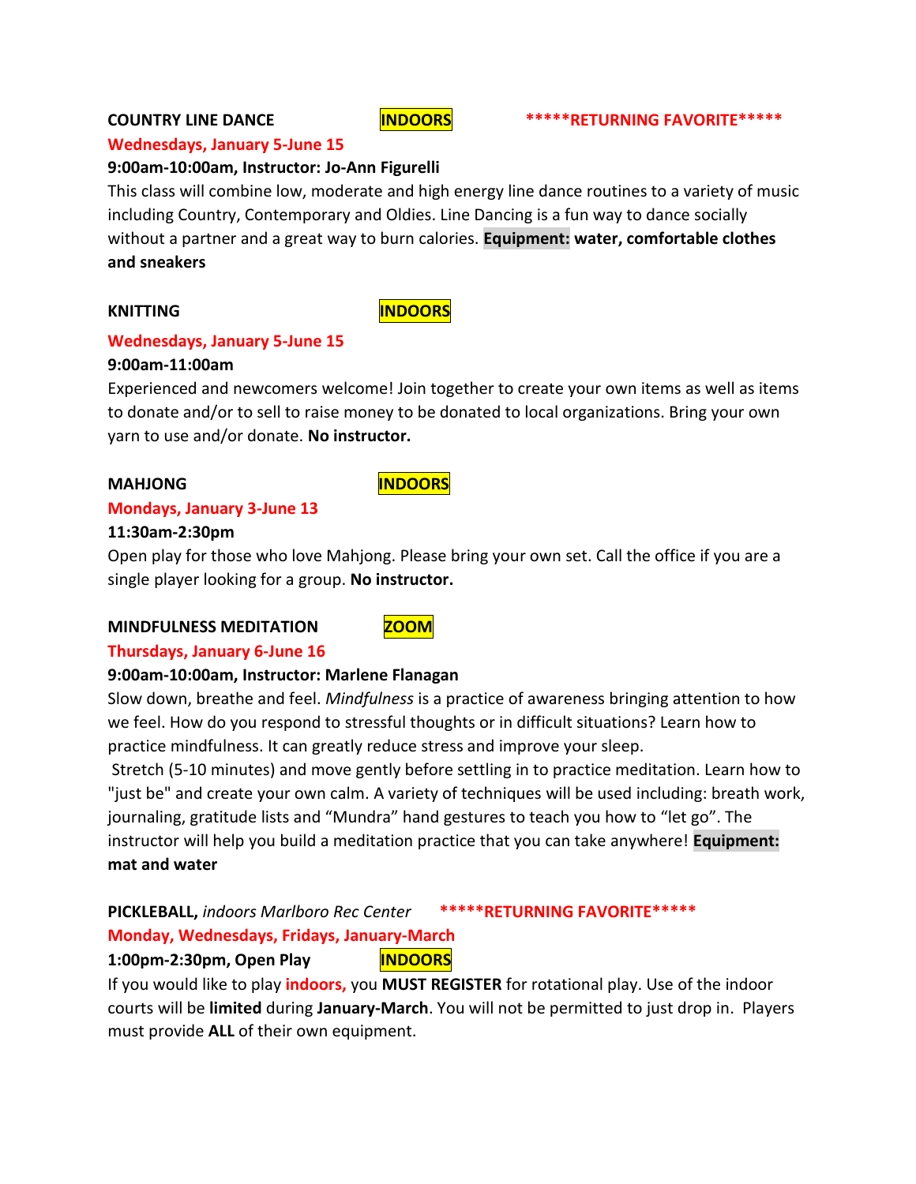**COUNTRY LINE DANCE** **INDOORS** *****RETURNING FAVORITE*****

**Wednesdays, January 5-June 15**

**9:00am-10:00am, Instructor: Jo-Ann Figurelli**

This class will combine low, moderate and high energy line dance routines to a variety of music including Country, Contemporary and Oldies. Line Dancing is a fun way to dance socially without a partner and a great way to burn calories. **Equipment: water, comfortable clothes and sneakers**

**KNITTING** **INDOORS**

**Wednesdays, January 5-June 15**

**9:00am-11:00am**

Experienced and newcomers welcome! Join together to create your own items as well as items to donate and/or to sell to raise money to be donated to local organizations. Bring your own yarn to use and/or donate. **No instructor.**

**MAHJONG** **INDOORS**

**Mondays, January 3-June 13**

**11:30am-2:30pm**

Open play for those who love Mahjong. Please bring your own set. Call the office if you are a single player looking for a group. **No instructor.**

**MINDFULNESS MEDITATION** **ZOOM**

**Thursdays, January 6-June 16**

**9:00am-10:00am, Instructor: Marlene Flanagan**

Slow down, breathe and feel. *Mindfulness* is a practice of awareness bringing attention to how we feel. How do you respond to stressful thoughts or in difficult situations? Learn how to practice mindfulness. It can greatly reduce stress and improve your sleep.

Stretch (5-10 minutes) and move gently before settling in to practice meditation. Learn how to "just be" and create your own calm. A variety of techniques will be used including: breath work, journaling, gratitude lists and "Mundra" hand gestures to teach you how to "let go". The instructor will help you build a meditation practice that you can take anywhere! **Equipment: mat and water**

**PICKLEBALL,** *indoors Marlboro Rec Center* *****RETURNING FAVORITE*****

**Monday, Wednesdays, Fridays, January-March**

**1:00pm-2:30pm, Open Play** **INDOORS**

If you would like to play **indoors,** you **MUST REGISTER** for rotational play. Use of the indoor courts will be **limited** during **January-March**. You will not be permitted to just drop in. Players must provide **ALL** of their own equipment.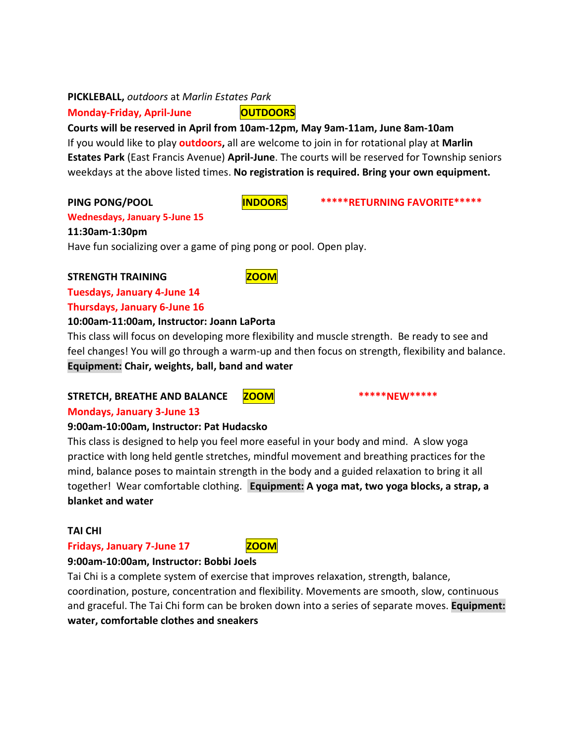**PICKLEBALL,** *outdoors* at *Marlin Estates Park*

**Monday-Friday, April-June** **OUTDOORS**

**Courts will be reserved in April from 10am-12pm, May 9am-11am, June 8am-10am**

If you would like to play **outdoors,** all are welcome to join in for rotational play at **Marlin Estates Park** (East Francis Avenue) **April-June**. The courts will be reserved for Township seniors weekdays at the above listed times. **No registration is required. Bring your own equipment.**

**PING PONG/POOL** **INDOORS** **\*\*\*\*\*RETURNING FAVORITE\*\*\*\*\***

**Wednesdays, January 5-June 15**

**11:30am-1:30pm**

Have fun socializing over a game of ping pong or pool. Open play.

**STRENGTH TRAINING** **ZOOM**

**Tuesdays, January 4-June 14**

**Thursdays, January 6-June 16**

**10:00am-11:00am, Instructor: Joann LaPorta**

This class will focus on developing more flexibility and muscle strength. Be ready to see and feel changes! You will go through a warm-up and then focus on strength, flexibility and balance. **Equipment: Chair, weights, ball, band and water**

**STRETCH, BREATHE AND BALANCE** **ZOOM** **\*\*\*\*\*NEW\*\*\*\*\***

**Mondays, January 3-June 13**

**9:00am-10:00am, Instructor: Pat Hudacsko**

This class is designed to help you feel more easeful in your body and mind. A slow yoga practice with long held gentle stretches, mindful movement and breathing practices for the mind, balance poses to maintain strength in the body and a guided relaxation to bring it all together! Wear comfortable clothing. **Equipment: A yoga mat, two yoga blocks, a strap, a blanket and water**

**TAI CHI**

**Fridays, January 7-June 17** **ZOOM**

**9:00am-10:00am, Instructor: Bobbi Joels**

Tai Chi is a complete system of exercise that improves relaxation, strength, balance, coordination, posture, concentration and flexibility. Movements are smooth, slow, continuous and graceful. The Tai Chi form can be broken down into a series of separate moves. **Equipment: water, comfortable clothes and sneakers**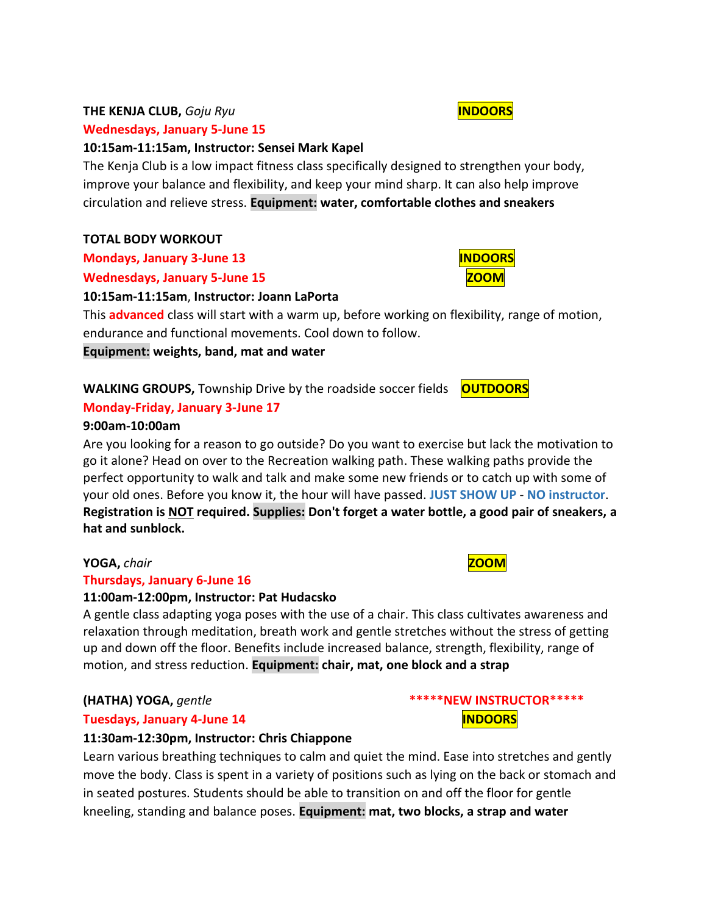**THE KENJA CLUB,** *Goju Ryu* **INDOORS**

**Wednesdays, January 5-June 15**

**10:15am-11:15am, Instructor: Sensei Mark Kapel**

The Kenja Club is a low impact fitness class specifically designed to strengthen your body, improve your balance and flexibility, and keep your mind sharp. It can also help improve circulation and relieve stress. **Equipment: water, comfortable clothes and sneakers**

**TOTAL BODY WORKOUT**

**Mondays, January 3-June 13** **INDOORS**

**Wednesdays, January 5-June 15** **ZOOM**

**10:15am-11:15am**, **Instructor: Joann LaPorta**

This **advanced** class will start with a warm up, before working on flexibility, range of motion, endurance and functional movements. Cool down to follow.

**Equipment: weights, band, mat and water**

**WALKING GROUPS,** Township Drive by the roadside soccer fields **OUTDOORS**

**Monday-Friday, January 3-June 17**

**9:00am-10:00am**

Are you looking for a reason to go outside? Do you want to exercise but lack the motivation to go it alone? Head on over to the Recreation walking path. These walking paths provide the perfect opportunity to walk and talk and make some new friends or to catch up with some of your old ones. Before you know it, the hour will have passed. **JUST SHOW UP** - **NO instructor**. **Registration is NOT required. Supplies: Don't forget a water bottle, a good pair of sneakers, a hat and sunblock.**

**YOGA,** *chair* **ZOOM**

**Thursdays, January 6-June 16**

**11:00am-12:00pm, Instructor: Pat Hudacsko**

A gentle class adapting yoga poses with the use of a chair. This class cultivates awareness and relaxation through meditation, breath work and gentle stretches without the stress of getting up and down off the floor. Benefits include increased balance, strength, flexibility, range of motion, and stress reduction. **Equipment: chair, mat, one block and a strap**

**(HATHA) YOGA,** *gentle* **\*\*\*\*\*NEW INSTRUCTOR\*\*\*\*\***

**Tuesdays, January 4-June 14** **INDOORS**

**11:30am-12:30pm, Instructor: Chris Chiappone**

Learn various breathing techniques to calm and quiet the mind. Ease into stretches and gently move the body. Class is spent in a variety of positions such as lying on the back or stomach and in seated postures. Students should be able to transition on and off the floor for gentle kneeling, standing and balance poses. **Equipment: mat, two blocks, a strap and water**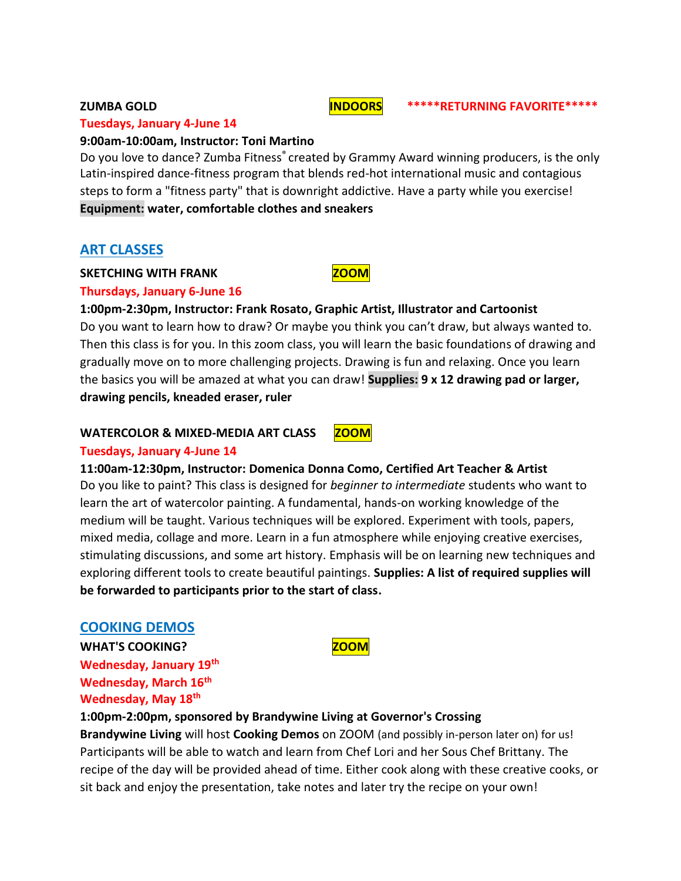**ZUMBA GOLD** **INDOORS** *****RETURNING FAVORITE*****

Tuesdays, January 4-June 14

**9:00am-10:00am, Instructor: Toni Martino**

Do you love to dance? Zumba Fitness® created by Grammy Award winning producers, is the only Latin-inspired dance-fitness program that blends red-hot international music and contagious steps to form a "fitness party" that is downright addictive. Have a party while you exercise! **Equipment: water, comfortable clothes and sneakers**

## ART CLASSES

**SKETCHING WITH FRANK** **ZOOM**

Thursdays, January 6-June 16

**1:00pm-2:30pm, Instructor: Frank Rosato, Graphic Artist, Illustrator and Cartoonist**

Do you want to learn how to draw? Or maybe you think you can't draw, but always wanted to. Then this class is for you. In this zoom class, you will learn the basic foundations of drawing and gradually move on to more challenging projects. Drawing is fun and relaxing. Once you learn the basics you will be amazed at what you can draw! **Supplies: 9 x 12 drawing pad or larger, drawing pencils, kneaded eraser, ruler**

**WATERCOLOR & MIXED-MEDIA ART CLASS** **ZOOM**

Tuesdays, January 4-June 14

**11:00am-12:30pm, Instructor: Domenica Donna Como, Certified Art Teacher & Artist**

Do you like to paint? This class is designed for *beginner to intermediate* students who want to learn the art of watercolor painting. A fundamental, hands-on working knowledge of the medium will be taught. Various techniques will be explored. Experiment with tools, papers, mixed media, collage and more. Learn in a fun atmosphere while enjoying creative exercises, stimulating discussions, and some art history. Emphasis will be on learning new techniques and exploring different tools to create beautiful paintings. **Supplies: A list of required supplies will be forwarded to participants prior to the start of class.**

## COOKING DEMOS

**WHAT'S COOKING?** **ZOOM**

Wednesday, January 19th
Wednesday, March 16th
Wednesday, May 18th

**1:00pm-2:00pm, sponsored by Brandywine Living at Governor's Crossing**

**Brandywine Living** will host **Cooking Demos** on ZOOM (and possibly in-person later on) for us! Participants will be able to watch and learn from Chef Lori and her Sous Chef Brittany. The recipe of the day will be provided ahead of time. Either cook along with these creative cooks, or sit back and enjoy the presentation, take notes and later try the recipe on your own!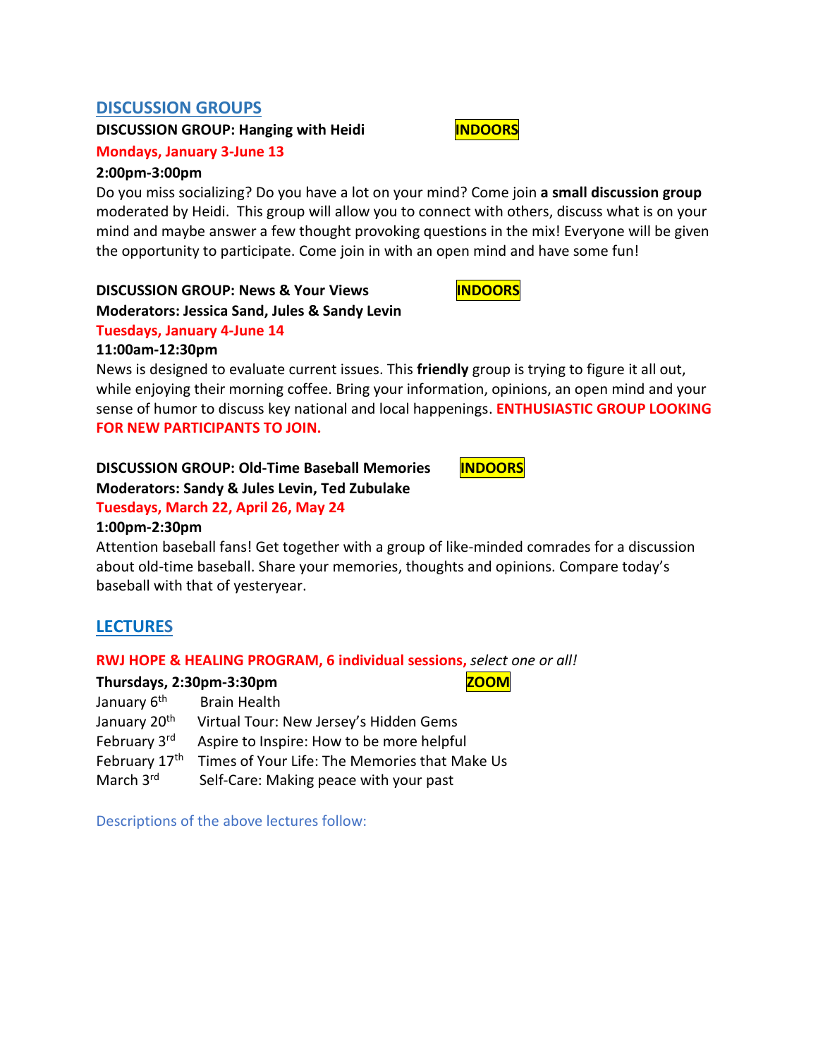## DISCUSSION GROUPS

**DISCUSSION GROUP: Hanging with Heidi** **INDOORS**

**Mondays, January 3-June 13**

**2:00pm-3:00pm**

Do you miss socializing? Do you have a lot on your mind? Come join **a small discussion group** moderated by Heidi. This group will allow you to connect with others, discuss what is on your mind and maybe answer a few thought provoking questions in the mix! Everyone will be given the opportunity to participate. Come join in with an open mind and have some fun!

**DISCUSSION GROUP: News & Your Views** **INDOORS**

**Moderators: Jessica Sand, Jules & Sandy Levin**

**Tuesdays, January 4-June 14**

**11:00am-12:30pm**

News is designed to evaluate current issues. This **friendly** group is trying to figure it all out, while enjoying their morning coffee. Bring your information, opinions, an open mind and your sense of humor to discuss key national and local happenings. **ENTHUSIASTIC GROUP LOOKING FOR NEW PARTICIPANTS TO JOIN.**

**DISCUSSION GROUP: Old-Time Baseball Memories** **INDOORS**

**Moderators: Sandy & Jules Levin, Ted Zubulake**

**Tuesdays, March 22, April 26, May 24**

**1:00pm-2:30pm**

Attention baseball fans! Get together with a group of like-minded comrades for a discussion about old-time baseball. Share your memories, thoughts and opinions. Compare today's baseball with that of yesteryear.

## LECTURES

**RWJ HOPE & HEALING PROGRAM, 6 individual sessions,** *select one or all!*

**Thursdays, 2:30pm-3:30pm** **ZOOM**

| | |
|---|---|
| January 6th | Brain Health |
| January 20th | Virtual Tour: New Jersey's Hidden Gems |
| February 3rd | Aspire to Inspire: How to be more helpful |
| February 17th | Times of Your Life: The Memories that Make Us |
| March 3rd | Self-Care: Making peace with your past |

Descriptions of the above lectures follow: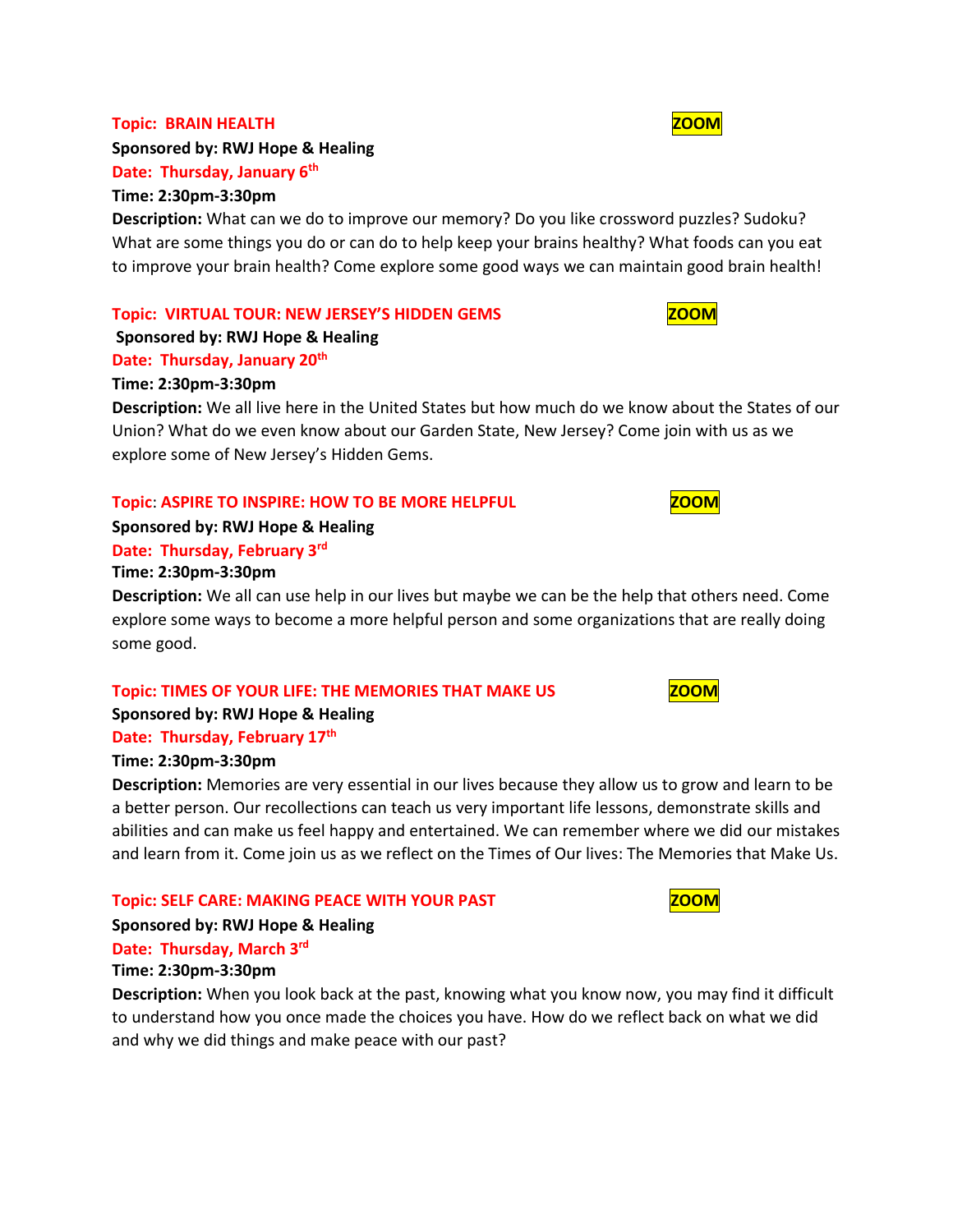**Topic: BRAIN HEALTH** **ZOOM**

**Sponsored by: RWJ Hope & Healing**

**Date: Thursday, January 6th**

**Time: 2:30pm-3:30pm**

**Description:** What can we do to improve our memory? Do you like crossword puzzles? Sudoku? What are some things you do or can do to help keep your brains healthy? What foods can you eat to improve your brain health? Come explore some good ways we can maintain good brain health!

**Topic: VIRTUAL TOUR: NEW JERSEY'S HIDDEN GEMS** **ZOOM**

**Sponsored by: RWJ Hope & Healing**

**Date: Thursday, January 20th**

**Time: 2:30pm-3:30pm**

**Description:** We all live here in the United States but how much do we know about the States of our Union? What do we even know about our Garden State, New Jersey? Come join with us as we explore some of New Jersey's Hidden Gems.

**Topic: ASPIRE TO INSPIRE: HOW TO BE MORE HELPFUL** **ZOOM**

**Sponsored by: RWJ Hope & Healing**

**Date: Thursday, February 3rd**

**Time: 2:30pm-3:30pm**

**Description:** We all can use help in our lives but maybe we can be the help that others need. Come explore some ways to become a more helpful person and some organizations that are really doing some good.

**Topic: TIMES OF YOUR LIFE: THE MEMORIES THAT MAKE US** **ZOOM**

**Sponsored by: RWJ Hope & Healing**

**Date: Thursday, February 17th**

**Time: 2:30pm-3:30pm**

**Description:** Memories are very essential in our lives because they allow us to grow and learn to be a better person. Our recollections can teach us very important life lessons, demonstrate skills and abilities and can make us feel happy and entertained. We can remember where we did our mistakes and learn from it. Come join us as we reflect on the Times of Our lives: The Memories that Make Us.

**Topic: SELF CARE: MAKING PEACE WITH YOUR PAST** **ZOOM**

**Sponsored by: RWJ Hope & Healing**

**Date: Thursday, March 3rd**

**Time: 2:30pm-3:30pm**

**Description:** When you look back at the past, knowing what you know now, you may find it difficult to understand how you once made the choices you have. How do we reflect back on what we did and why we did things and make peace with our past?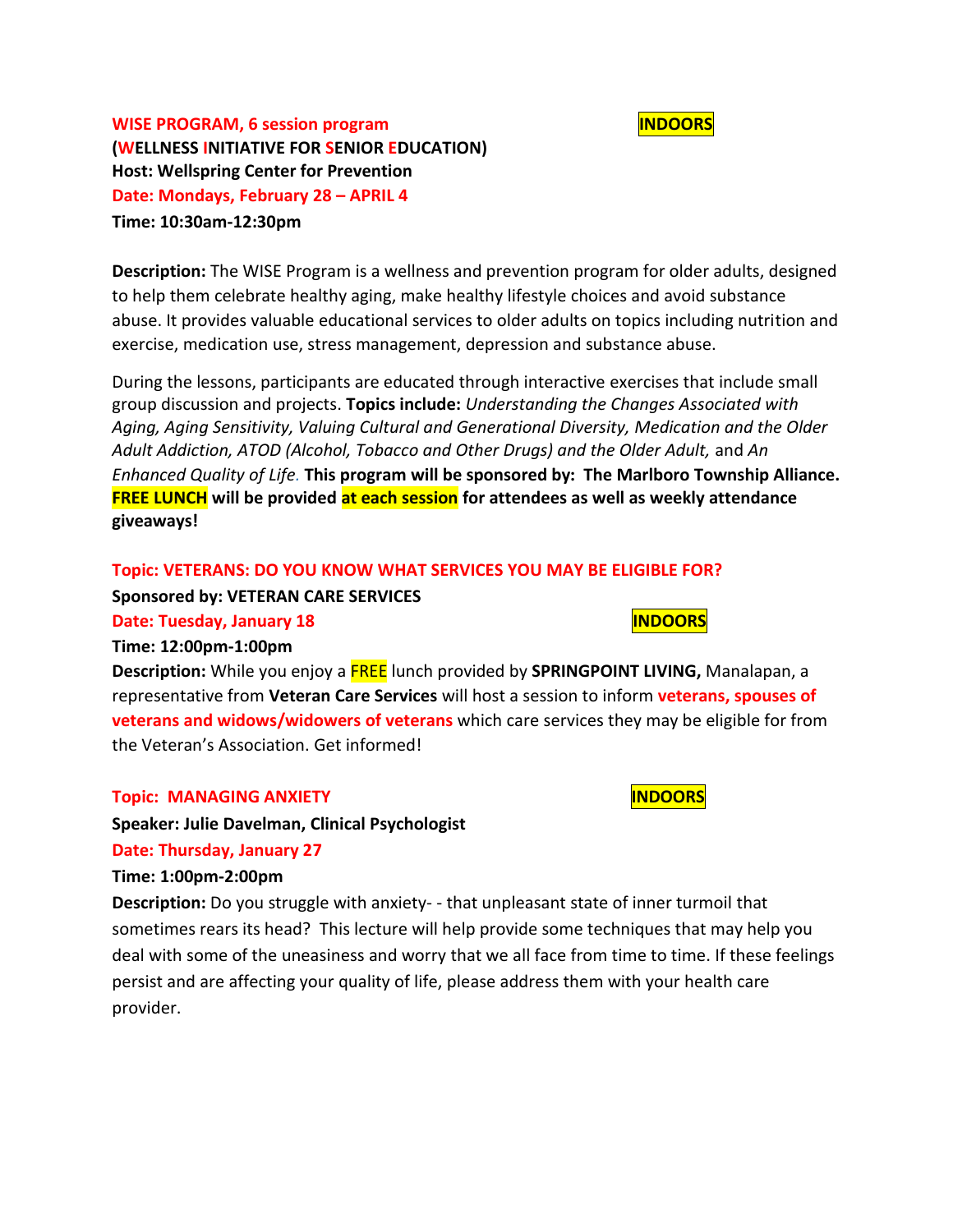**WISE PROGRAM, 6 session program** **INDOORS**

**(WELLNESS INITIATIVE FOR SENIOR EDUCATION)**

**Host: Wellspring Center for Prevention**

**Date: Mondays, February 28 – APRIL 4**

**Time: 10:30am-12:30pm**

**Description:** The WISE Program is a wellness and prevention program for older adults, designed to help them celebrate healthy aging, make healthy lifestyle choices and avoid substance abuse. It provides valuable educational services to older adults on topics including nutrition and exercise, medication use, stress management, depression and substance abuse.

During the lessons, participants are educated through interactive exercises that include small group discussion and projects. **Topics include:** *Understanding the Changes Associated with Aging, Aging Sensitivity, Valuing Cultural and Generational Diversity, Medication and the Older Adult Addiction, ATOD (Alcohol, Tobacco and Other Drugs) and the Older Adult,* and *An Enhanced Quality of Life.* **This program will be sponsored by: The Marlboro Township Alliance. FREE LUNCH will be provided at each session for attendees as well as weekly attendance giveaways!**

**Topic: VETERANS: DO YOU KNOW WHAT SERVICES YOU MAY BE ELIGIBLE FOR?**

**Sponsored by: VETERAN CARE SERVICES**

**Date: Tuesday, January 18** **INDOORS**

**Time: 12:00pm-1:00pm**

**Description:** While you enjoy a FREE lunch provided by **SPRINGPOINT LIVING,** Manalapan, a representative from **Veteran Care Services** will host a session to inform **veterans, spouses of veterans and widows/widowers of veterans** which care services they may be eligible for from the Veteran's Association. Get informed!

**Topic: MANAGING ANXIETY** **INDOORS**

**Speaker: Julie Davelman, Clinical Psychologist**

**Date: Thursday, January 27**

**Time: 1:00pm-2:00pm**

**Description:** Do you struggle with anxiety- - that unpleasant state of inner turmoil that sometimes rears its head? This lecture will help provide some techniques that may help you deal with some of the uneasiness and worry that we all face from time to time. If these feelings persist and are affecting your quality of life, please address them with your health care provider.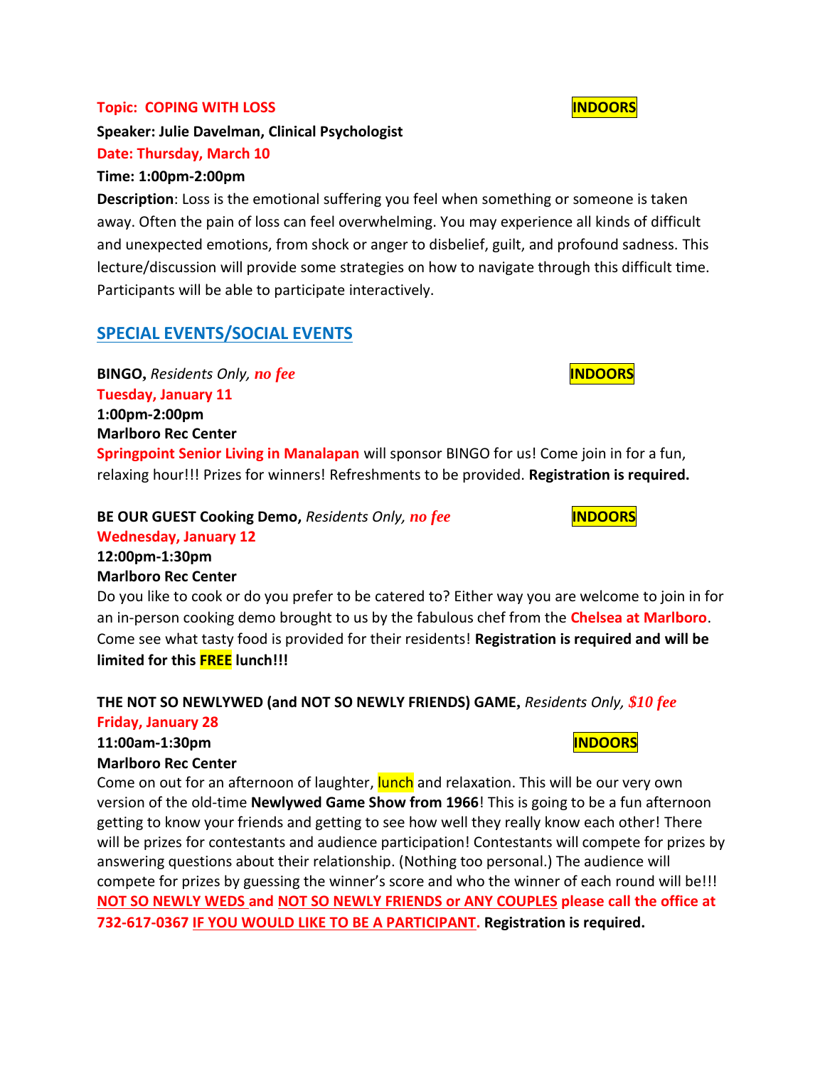**Topic: COPING WITH LOSS** **INDOORS**

**Speaker: Julie Davelman, Clinical Psychologist**

**Date: Thursday, March 10**

**Time: 1:00pm-2:00pm**

**Description**: Loss is the emotional suffering you feel when something or someone is taken away. Often the pain of loss can feel overwhelming. You may experience all kinds of difficult and unexpected emotions, from shock or anger to disbelief, guilt, and profound sadness. This lecture/discussion will provide some strategies on how to navigate through this difficult time. Participants will be able to participate interactively.

## SPECIAL EVENTS/SOCIAL EVENTS

**BINGO,** *Residents Only, **no fee*** **INDOORS**

**Tuesday, January 11**

**1:00pm-2:00pm**

**Marlboro Rec Center**

**Springpoint Senior Living in Manalapan** will sponsor BINGO for us! Come join in for a fun, relaxing hour!!! Prizes for winners! Refreshments to be provided. **Registration is required.**

**BE OUR GUEST Cooking Demo,** *Residents Only, **no fee*** **INDOORS**

**Wednesday, January 12**

**12:00pm-1:30pm**

**Marlboro Rec Center**

Do you like to cook or do you prefer to be catered to? Either way you are welcome to join in for an in-person cooking demo brought to us by the fabulous chef from the **Chelsea at Marlboro**. Come see what tasty food is provided for their residents! **Registration is required and will be limited for this FREE lunch!!!**

**THE NOT SO NEWLYWED (and NOT SO NEWLY FRIENDS) GAME,** *Residents Only, **$10 fee***

**Friday, January 28**

**11:00am-1:30pm** **INDOORS**

**Marlboro Rec Center**

Come on out for an afternoon of laughter, lunch and relaxation. This will be our very own version of the old-time **Newlywed Game Show from 1966**! This is going to be a fun afternoon getting to know your friends and getting to see how well they really know each other! There will be prizes for contestants and audience participation! Contestants will compete for prizes by answering questions about their relationship. (Nothing too personal.) The audience will compete for prizes by guessing the winner's score and who the winner of each round will be!!! **NOT SO NEWLY WEDS and NOT SO NEWLY FRIENDS or ANY COUPLES please call the office at 732-617-0367 IF YOU WOULD LIKE TO BE A PARTICIPANT. Registration is required.**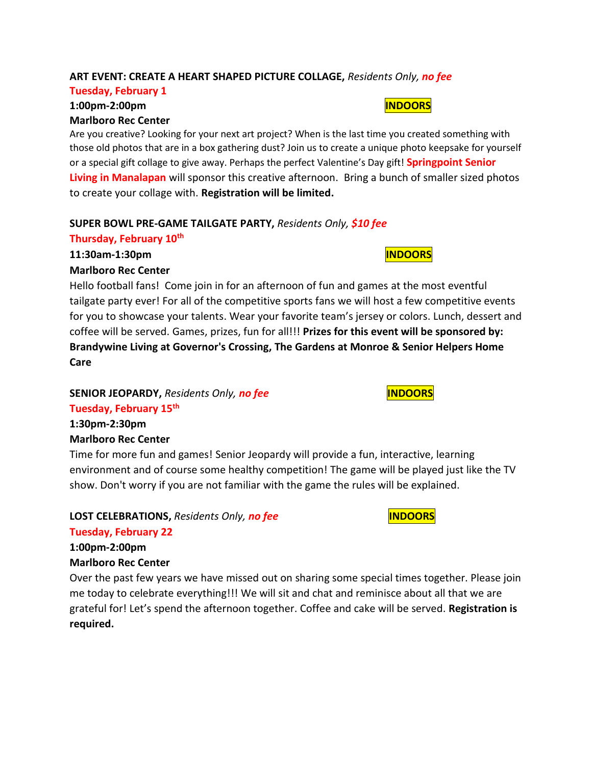**ART EVENT: CREATE A HEART SHAPED PICTURE COLLAGE,** *Residents Only, **no fee***

**Tuesday, February 1**

**1:00pm-2:00pm** **INDOORS**

**Marlboro Rec Center**

Are you creative? Looking for your next art project? When is the last time you created something with those old photos that are in a box gathering dust? Join us to create a unique photo keepsake for yourself or a special gift collage to give away. Perhaps the perfect Valentine's Day gift! **Springpoint Senior Living in Manalapan** will sponsor this creative afternoon. Bring a bunch of smaller sized photos to create your collage with. **Registration will be limited.**

**SUPER BOWL PRE-GAME TAILGATE PARTY,** *Residents Only, **$10 fee***

**Thursday, February 10th**

**11:30am-1:30pm** **INDOORS**

**Marlboro Rec Center**

Hello football fans! Come join in for an afternoon of fun and games at the most eventful tailgate party ever! For all of the competitive sports fans we will host a few competitive events for you to showcase your talents. Wear your favorite team's jersey or colors. Lunch, dessert and coffee will be served. Games, prizes, fun for all!!! **Prizes for this event will be sponsored by: Brandywine Living at Governor's Crossing, The Gardens at Monroe & Senior Helpers Home Care**

**SENIOR JEOPARDY,** *Residents Only, **no fee*** **INDOORS**

**Tuesday, February 15th**

**1:30pm-2:30pm**

**Marlboro Rec Center**

Time for more fun and games! Senior Jeopardy will provide a fun, interactive, learning environment and of course some healthy competition! The game will be played just like the TV show. Don't worry if you are not familiar with the game the rules will be explained.

**LOST CELEBRATIONS,** *Residents Only, **no fee*** **INDOORS**

**Tuesday, February 22**

**1:00pm-2:00pm**

**Marlboro Rec Center**

Over the past few years we have missed out on sharing some special times together. Please join me today to celebrate everything!!! We will sit and chat and reminisce about all that we are grateful for! Let's spend the afternoon together. Coffee and cake will be served. **Registration is required.**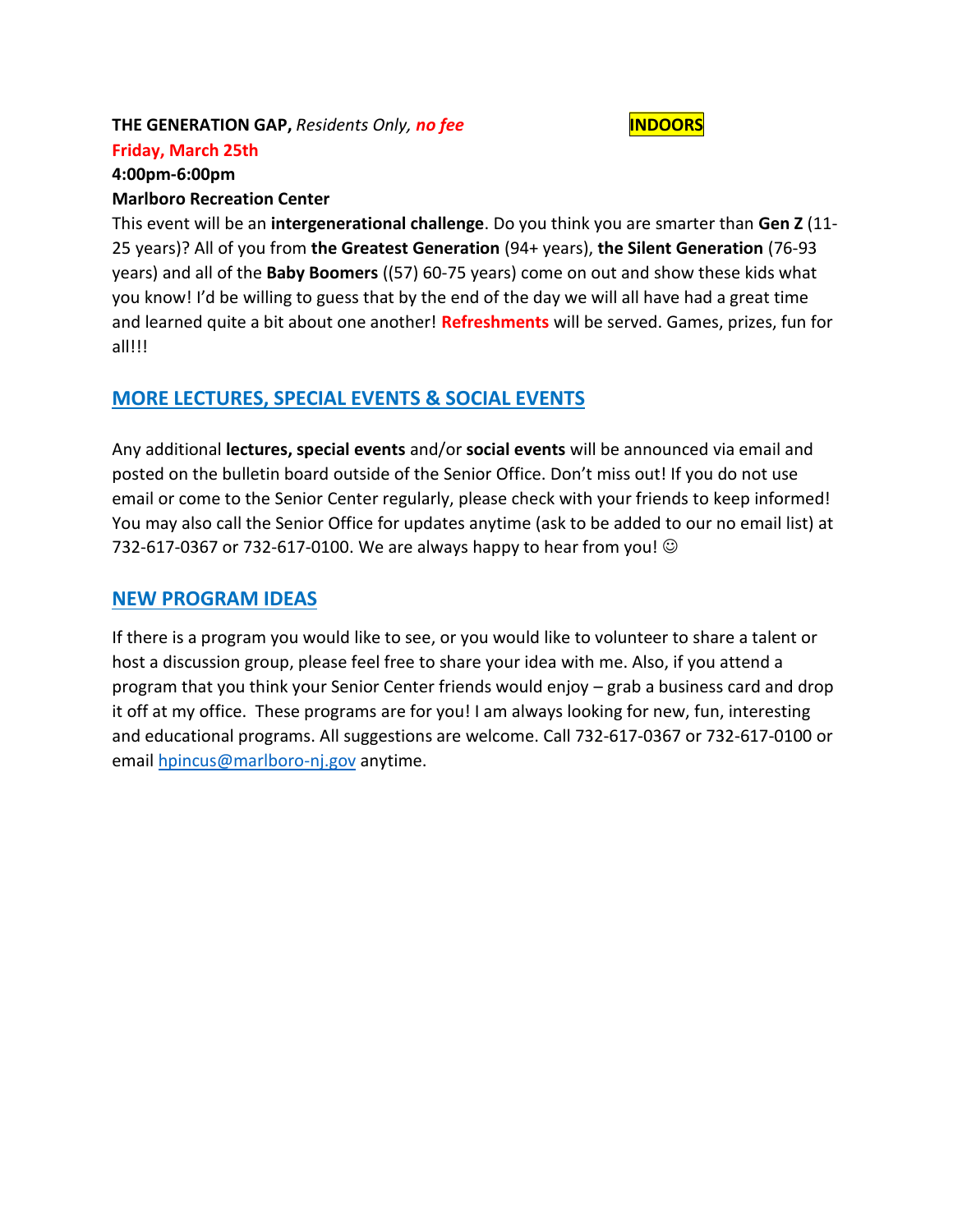**THE GENERATION GAP,** *Residents Only, **no fee*** **INDOORS**

**Friday, March 25th**

**4:00pm-6:00pm**

**Marlboro Recreation Center**

This event will be an **intergenerational challenge**. Do you think you are smarter than **Gen Z** (11-25 years)? All of you from **the Greatest Generation** (94+ years), **the Silent Generation** (76-93 years) and all of the **Baby Boomers** ((57) 60-75 years) come on out and show these kids what you know! I'd be willing to guess that by the end of the day we will all have had a great time and learned quite a bit about one another! **Refreshments** will be served. Games, prizes, fun for all!!!

## MORE LECTURES, SPECIAL EVENTS & SOCIAL EVENTS

Any additional **lectures, special events** and/or **social events** will be announced via email and posted on the bulletin board outside of the Senior Office. Don't miss out! If you do not use email or come to the Senior Center regularly, please check with your friends to keep informed! You may also call the Senior Office for updates anytime (ask to be added to our no email list) at 732-617-0367 or 732-617-0100. We are always happy to hear from you! ☺

## NEW PROGRAM IDEAS

If there is a program you would like to see, or you would like to volunteer to share a talent or host a discussion group, please feel free to share your idea with me. Also, if you attend a program that you think your Senior Center friends would enjoy – grab a business card and drop it off at my office. These programs are for you! I am always looking for new, fun, interesting and educational programs. All suggestions are welcome. Call 732-617-0367 or 732-617-0100 or email hpincus@marlboro-nj.gov anytime.